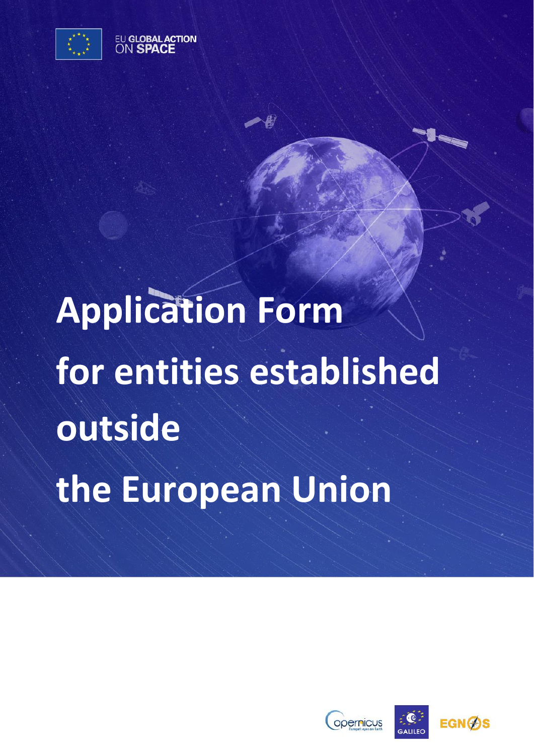EU GLOBAL ACTION ON SPACE

# Application Form for entities established outside the European Union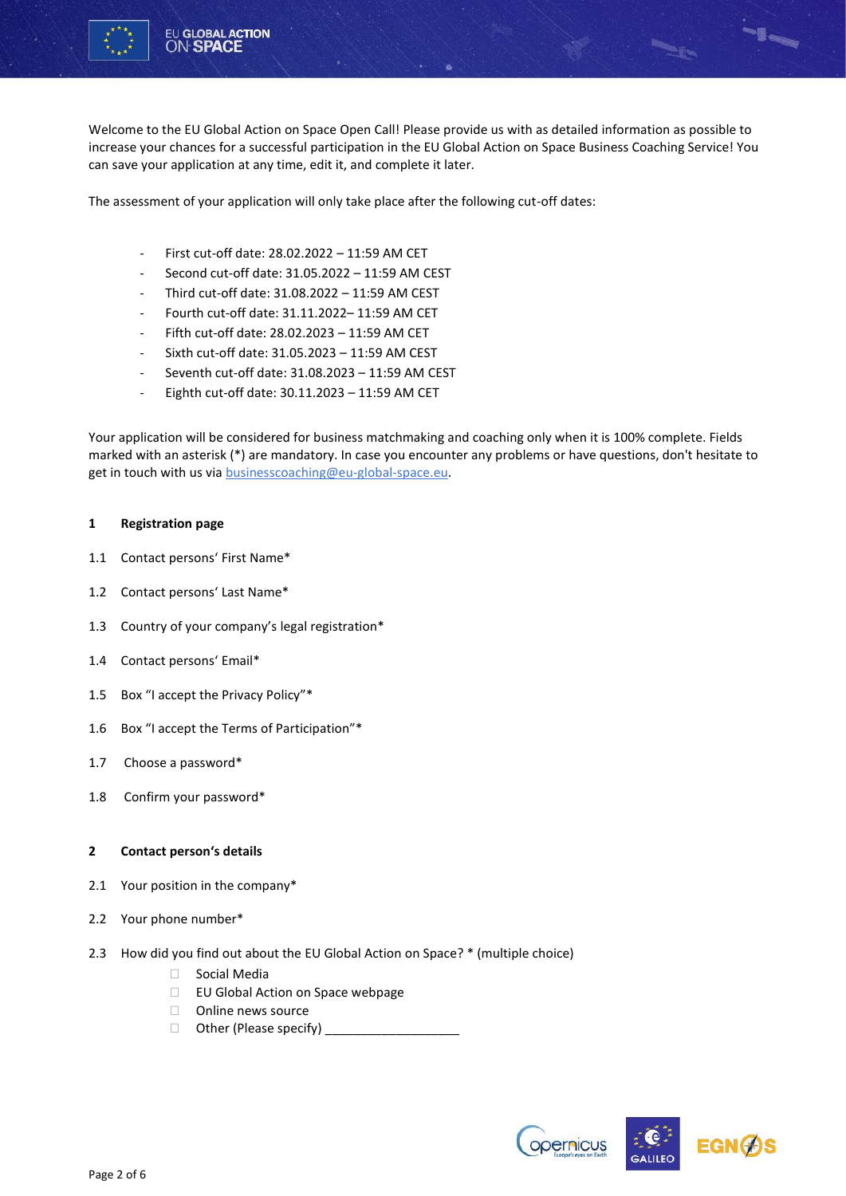Welcome to the EU Global Action on Space Open Call! Please provide us with as detailed information as possible to increase your chances for a successful participation in the EU Global Action on Space Business Coaching Service! You can save your application at any time, edit it, and complete it later.

The assessment of your application will only take place after the following cut-off dates:

- First cut-off date: 28.02.2022 – 11:59 AM CET
- Second cut-off date: 31.05.2022 – 11:59 AM CEST
- Third cut-off date: 31.08.2022 – 11:59 AM CEST
- Fourth cut-off date: 31.11.2022– 11:59 AM CET
- Fifth cut-off date: 28.02.2023 – 11:59 AM CET
- Sixth cut-off date: 31.05.2023 – 11:59 AM CEST
- Seventh cut-off date: 31.08.2023 – 11:59 AM CEST
- Eighth cut-off date: 30.11.2023 – 11:59 AM CET

Your application will be considered for business matchmaking and coaching only when it is 100% complete. Fields marked with an asterisk (*) are mandatory. In case you encounter any problems or have questions, don't hesitate to get in touch with us via [businesscoaching@eu-global-space.eu](mailto:businesscoaching@eu-global-space.eu).

## 1 Registration page

1.1 Contact persons' First Name*

1.2 Contact persons' Last Name*

1.3 Country of your company's legal registration*

1.4 Contact persons' Email*

1.5 Box "I accept the Privacy Policy"*

1.6 Box "I accept the Terms of Participation"*

1.7 Choose a password*

1.8 Confirm your password*

## 2 Contact person's details

2.1 Your position in the company*

2.2 Your phone number*

2.3 How did you find out about the EU Global Action on Space? * (multiple choice)

- ☐ Social Media
- ☐ EU Global Action on Space webpage
- ☐ Online news source
- ☐ Other (Please specify) ___________________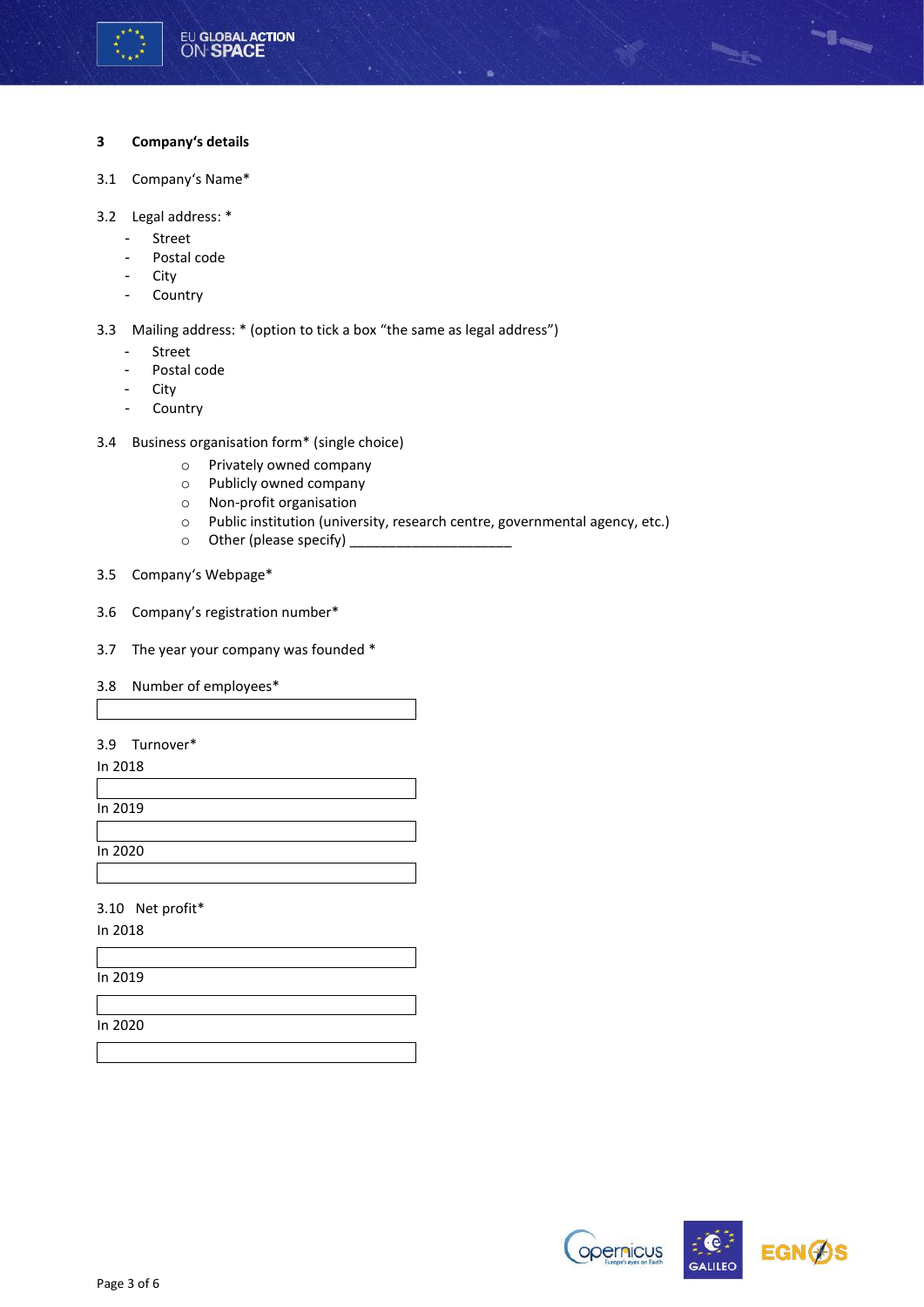## 3 Company's details

3.1 Company's Name*

3.2 Legal address: *

- Street
- Postal code
- City
- Country

3.3 Mailing address: * (option to tick a box "the same as legal address")

- Street
- Postal code
- City
- Country

3.4 Business organisation form* (single choice)

- ○ Privately owned company
- ○ Publicly owned company
- ○ Non-profit organisation
- ○ Public institution (university, research centre, governmental agency, etc.)
- ○ Other (please specify) _____________________

3.5 Company's Webpage*

3.6 Company's registration number*

3.7 The year your company was founded *

3.8 Number of employees*

3.9 Turnover*

In 2018

In 2019

In 2020

3.10 Net profit*

In 2018

In 2019

In 2020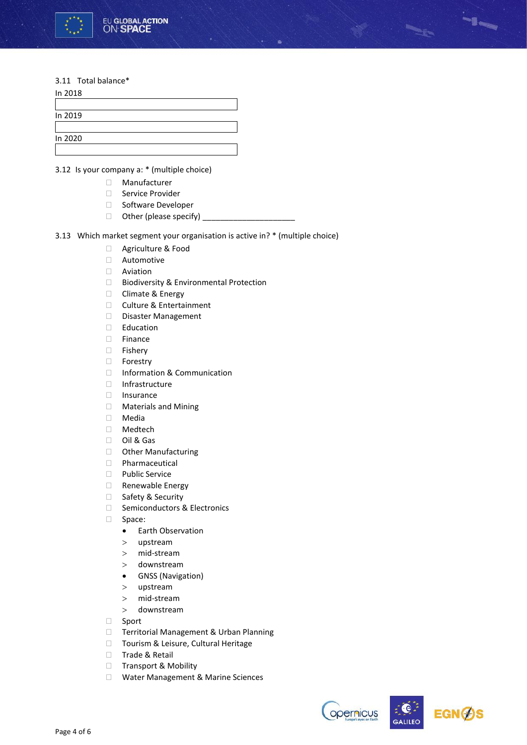3.11 Total balance*

In 2018

[ ]

In 2019

[ ]

In 2020

[ ]

3.12 Is your company a: * (multiple choice)

- ☐ Manufacturer
- ☐ Service Provider
- ☐ Software Developer
- ☐ Other (please specify) _____________________

3.13 Which market segment your organisation is active in? * (multiple choice)

- ☐ Agriculture & Food
- ☐ Automotive
- ☐ Aviation
- ☐ Biodiversity & Environmental Protection
- ☐ Climate & Energy
- ☐ Culture & Entertainment
- ☐ Disaster Management
- ☐ Education
- ☐ Finance
- ☐ Fishery
- ☐ Forestry
- ☐ Information & Communication
- ☐ Infrastructure
- ☐ Insurance
- ☐ Materials and Mining
- ☐ Media
- ☐ Medtech
- ☐ Oil & Gas
- ☐ Other Manufacturing
- ☐ Pharmaceutical
- ☐ Public Service
- ☐ Renewable Energy
- ☐ Safety & Security
- ☐ Semiconductors & Electronics
- ☐ Space:
  - Earth Observation
    - > upstream
    - > mid-stream
    - > downstream
  - GNSS (Navigation)
    - > upstream
    - > mid-stream
    - > downstream
- ☐ Sport
- ☐ Territorial Management & Urban Planning
- ☐ Tourism & Leisure, Cultural Heritage
- ☐ Trade & Retail
- ☐ Transport & Mobility
- ☐ Water Management & Marine Sciences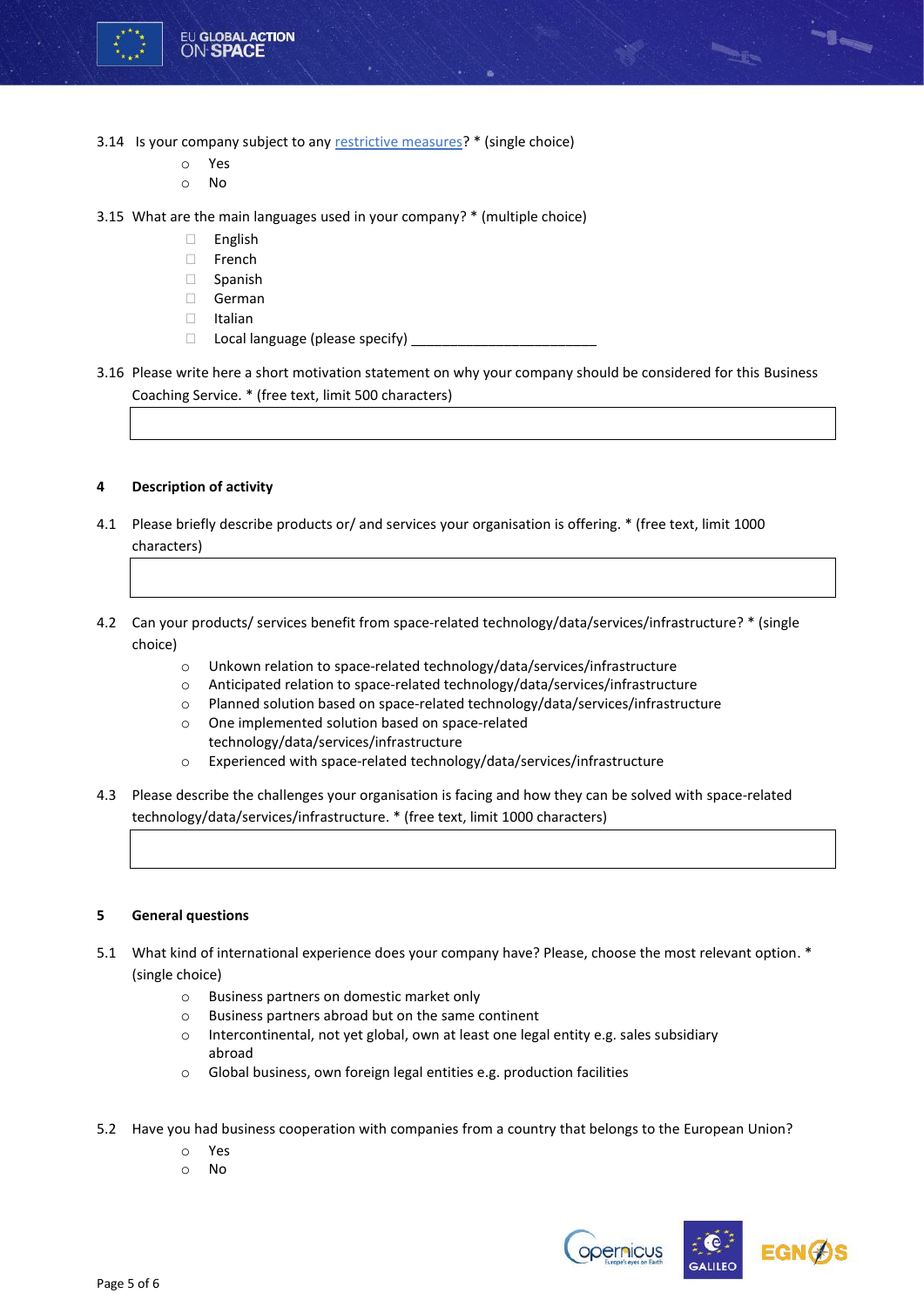3.14 Is your company subject to any restrictive measures? * (single choice)

- ○ Yes
- ○ No

3.15 What are the main languages used in your company? * (multiple choice)

- ☐ English
- ☐ French
- ☐ Spanish
- ☐ German
- ☐ Italian
- ☐ Local language (please specify) ________________________

3.16 Please write here a short motivation statement on why your company should be considered for this Business Coaching Service. * (free text, limit 500 characters)

|   |
|---|
|   |

## 4 Description of activity

4.1 Please briefly describe products or/ and services your organisation is offering. * (free text, limit 1000 characters)

|   |
|---|
|   |

4.2 Can your products/ services benefit from space-related technology/data/services/infrastructure? * (single choice)

- ○ Unkown relation to space-related technology/data/services/infrastructure
- ○ Anticipated relation to space-related technology/data/services/infrastructure
- ○ Planned solution based on space-related technology/data/services/infrastructure
- ○ One implemented solution based on space-related technology/data/services/infrastructure
- ○ Experienced with space-related technology/data/services/infrastructure

4.3 Please describe the challenges your organisation is facing and how they can be solved with space-related technology/data/services/infrastructure. * (free text, limit 1000 characters)

|   |
|---|
|   |

## 5 General questions

5.1 What kind of international experience does your company have? Please, choose the most relevant option. * (single choice)

- ○ Business partners on domestic market only
- ○ Business partners abroad but on the same continent
- ○ Intercontinental, not yet global, own at least one legal entity e.g. sales subsidiary abroad
- ○ Global business, own foreign legal entities e.g. production facilities

5.2 Have you had business cooperation with companies from a country that belongs to the European Union?

- ○ Yes
- ○ No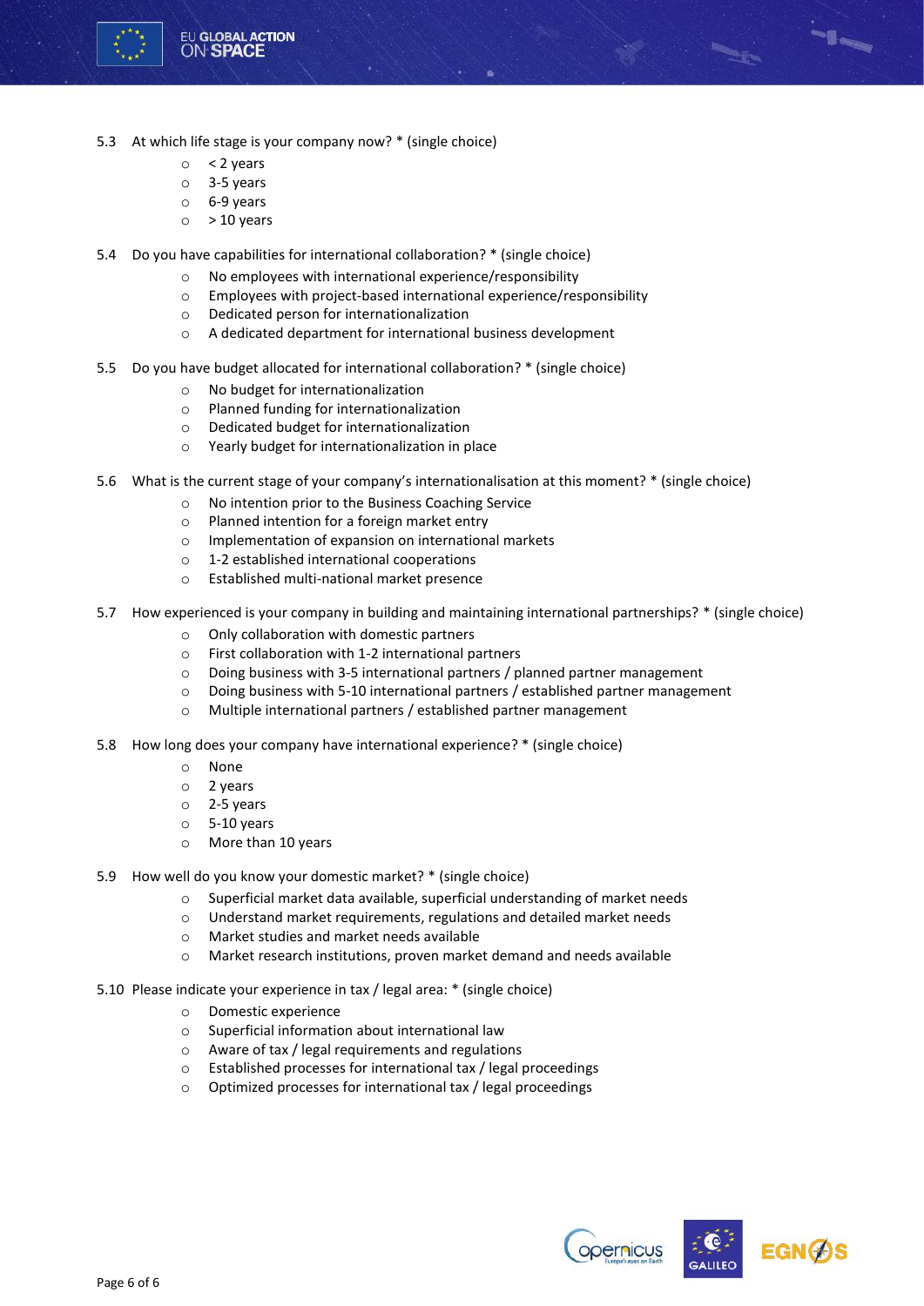5.3 At which life stage is your company now? * (single choice)

- < 2 years
- 3-5 years
- 6-9 years
- > 10 years

5.4 Do you have capabilities for international collaboration? * (single choice)

- No employees with international experience/responsibility
- Employees with project-based international experience/responsibility
- Dedicated person for internationalization
- A dedicated department for international business development

5.5 Do you have budget allocated for international collaboration? * (single choice)

- No budget for internationalization
- Planned funding for internationalization
- Dedicated budget for internationalization
- Yearly budget for internationalization in place

5.6 What is the current stage of your company's internationalisation at this moment? * (single choice)

- No intention prior to the Business Coaching Service
- Planned intention for a foreign market entry
- Implementation of expansion on international markets
- 1-2 established international cooperations
- Established multi-national market presence

5.7 How experienced is your company in building and maintaining international partnerships? * (single choice)

- Only collaboration with domestic partners
- First collaboration with 1-2 international partners
- Doing business with 3-5 international partners / planned partner management
- Doing business with 5-10 international partners / established partner management
- Multiple international partners / established partner management

5.8 How long does your company have international experience? * (single choice)

- None
- 2 years
- 2-5 years
- 5-10 years
- More than 10 years

5.9 How well do you know your domestic market? * (single choice)

- Superficial market data available, superficial understanding of market needs
- Understand market requirements, regulations and detailed market needs
- Market studies and market needs available
- Market research institutions, proven market demand and needs available

5.10 Please indicate your experience in tax / legal area: * (single choice)

- Domestic experience
- Superficial information about international law
- Aware of tax / legal requirements and regulations
- Established processes for international tax / legal proceedings
- Optimized processes for international tax / legal proceedings